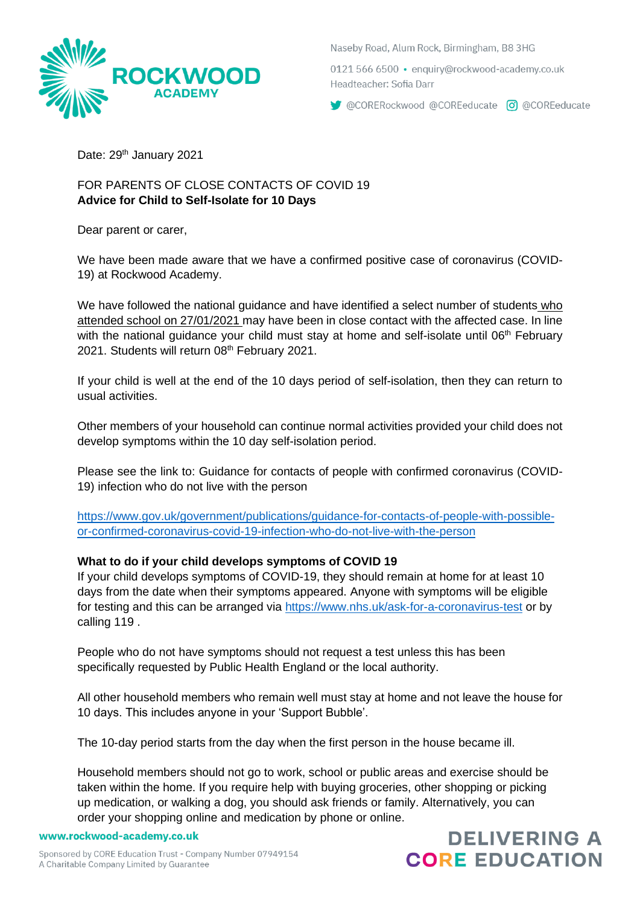ROCKWOOD ACADEMY

Naseby Road, Alum Rock, Birmingham, B8 3HG

0121 566 6500 • enquiry@rockwood-academy.co.uk

Headteacher: Sofia Darr

@CORERockwood @COREeducate @COREeducate

Date: 29th January 2021

FOR PARENTS OF CLOSE CONTACTS OF COVID 19

**Advice for Child to Self-Isolate for 10 Days**

Dear parent or carer,

We have been made aware that we have a confirmed positive case of coronavirus (COVID-19) at Rockwood Academy.

We have followed the national guidance and have identified a select number of students who attended school on 27/01/2021 may have been in close contact with the affected case. In line with the national guidance your child must stay at home and self-isolate until 06th February 2021. Students will return 08th February 2021.

If your child is well at the end of the 10 days period of self-isolation, then they can return to usual activities.

Other members of your household can continue normal activities provided your child does not develop symptoms within the 10 day self-isolation period.

Please see the link to: Guidance for contacts of people with confirmed coronavirus (COVID-19) infection who do not live with the person

https://www.gov.uk/government/publications/guidance-for-contacts-of-people-with-possible-or-confirmed-coronavirus-covid-19-infection-who-do-not-live-with-the-person

**What to do if your child develops symptoms of COVID 19**

If your child develops symptoms of COVID-19, they should remain at home for at least 10 days from the date when their symptoms appeared. Anyone with symptoms will be eligible for testing and this can be arranged via https://www.nhs.uk/ask-for-a-coronavirus-test or by calling 119 .

People who do not have symptoms should not request a test unless this has been specifically requested by Public Health England or the local authority.

All other household members who remain well must stay at home and not leave the house for 10 days. This includes anyone in your 'Support Bubble'.

The 10-day period starts from the day when the first person in the house became ill.

Household members should not go to work, school or public areas and exercise should be taken within the home. If you require help with buying groceries, other shopping or picking up medication, or walking a dog, you should ask friends or family. Alternatively, you can order your shopping online and medication by phone or online.

www.rockwood-academy.co.uk

Sponsored by CORE Education Trust - Company Number 07949154
A Charitable Company Limited by Guarantee

DELIVERING A CORE EDUCATION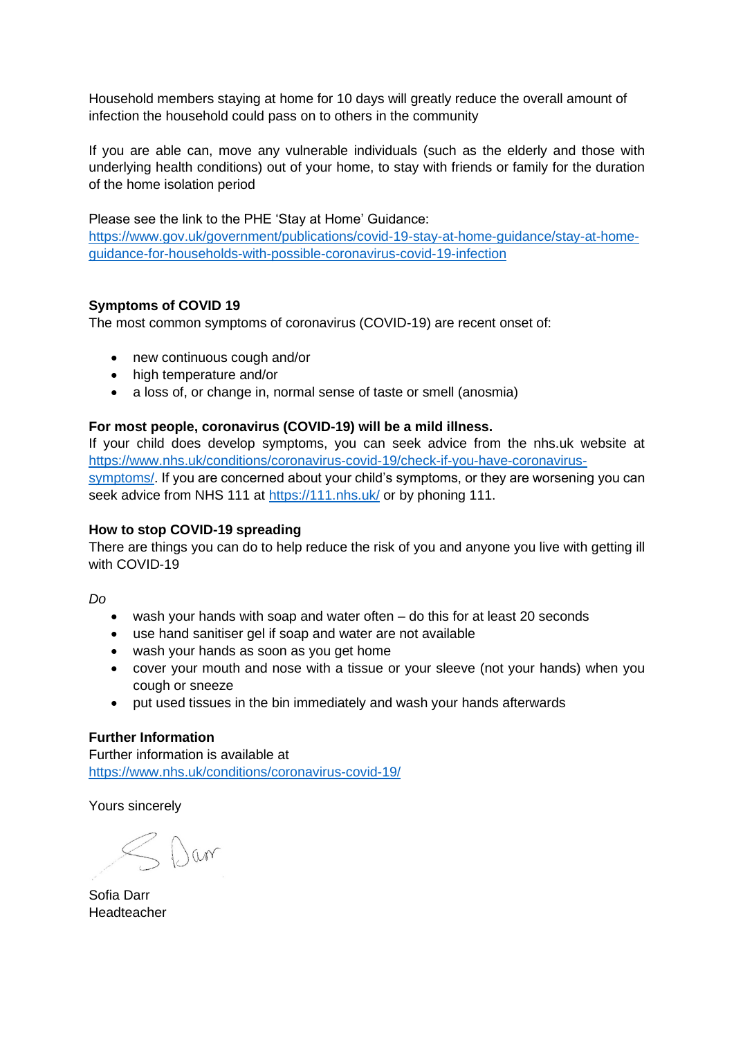Household members staying at home for 10 days will greatly reduce the overall amount of infection the household could pass on to others in the community

If you are able can, move any vulnerable individuals (such as the elderly and those with underlying health conditions) out of your home, to stay with friends or family for the duration of the home isolation period

Please see the link to the PHE 'Stay at Home' Guidance:
https://www.gov.uk/government/publications/covid-19-stay-at-home-guidance/stay-at-home-guidance-for-households-with-possible-coronavirus-covid-19-infection

**Symptoms of COVID 19**
The most common symptoms of coronavirus (COVID-19) are recent onset of:

- new continuous cough and/or
- high temperature and/or
- a loss of, or change in, normal sense of taste or smell (anosmia)

**For most people, coronavirus (COVID-19) will be a mild illness.**
If your child does develop symptoms, you can seek advice from the nhs.uk website at https://www.nhs.uk/conditions/coronavirus-covid-19/check-if-you-have-coronavirus-symptoms/. If you are concerned about your child's symptoms, or they are worsening you can seek advice from NHS 111 at https://111.nhs.uk/ or by phoning 111.

**How to stop COVID-19 spreading**
There are things you can do to help reduce the risk of you and anyone you live with getting ill with COVID-19

*Do*

- wash your hands with soap and water often – do this for at least 20 seconds
- use hand sanitiser gel if soap and water are not available
- wash your hands as soon as you get home
- cover your mouth and nose with a tissue or your sleeve (not your hands) when you cough or sneeze
- put used tissues in the bin immediately and wash your hands afterwards

**Further Information**
Further information is available at
https://www.nhs.uk/conditions/coronavirus-covid-19/

Yours sincerely

Sofia Darr
Headteacher